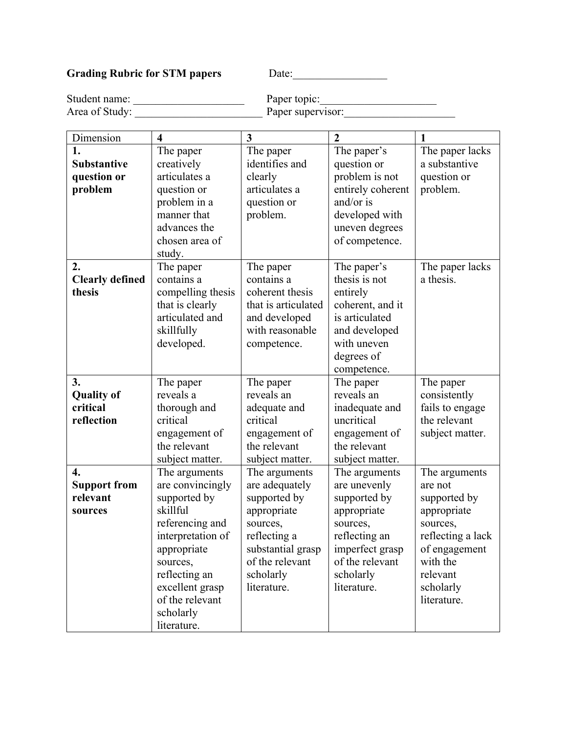**Grading Rubric for STM papers** Date:_________________

Student name: ____________________ Paper topic:_____________________
Area of Study: _______________________ Paper supervisor:____________________

| Dimension | **4** | **3** | **2** | **1** |
|---|---|---|---|---|
| **1. Substantive question or problem** | The paper creatively articulates a question or problem in a manner that advances the chosen area of study. | The paper identifies and clearly articulates a question or problem. | The paper's question or problem is not entirely coherent and/or is developed with uneven degrees of competence. | The paper lacks a substantive question or problem. |
| **2. Clearly defined thesis** | The paper contains a compelling thesis that is clearly articulated and skillfully developed. | The paper contains a coherent thesis that is articulated and developed with reasonable competence. | The paper's thesis is not entirely coherent, and it is articulated and developed with uneven degrees of competence. | The paper lacks a thesis. |
| **3. Quality of critical reflection** | The paper reveals a thorough and critical engagement of the relevant subject matter. | The paper reveals an adequate and critical engagement of the relevant subject matter. | The paper reveals an inadequate and uncritical engagement of the relevant subject matter. | The paper consistently fails to engage the relevant subject matter. |
| **4. Support from relevant sources** | The arguments are convincingly supported by skillful referencing and interpretation of appropriate sources, reflecting an excellent grasp of the relevant scholarly literature. | The arguments are adequately supported by appropriate sources, reflecting a substantial grasp of the relevant scholarly literature. | The arguments are unevenly supported by appropriate sources, reflecting an imperfect grasp of the relevant scholarly literature. | The arguments are not supported by appropriate sources, reflecting a lack of engagement with the relevant scholarly literature. |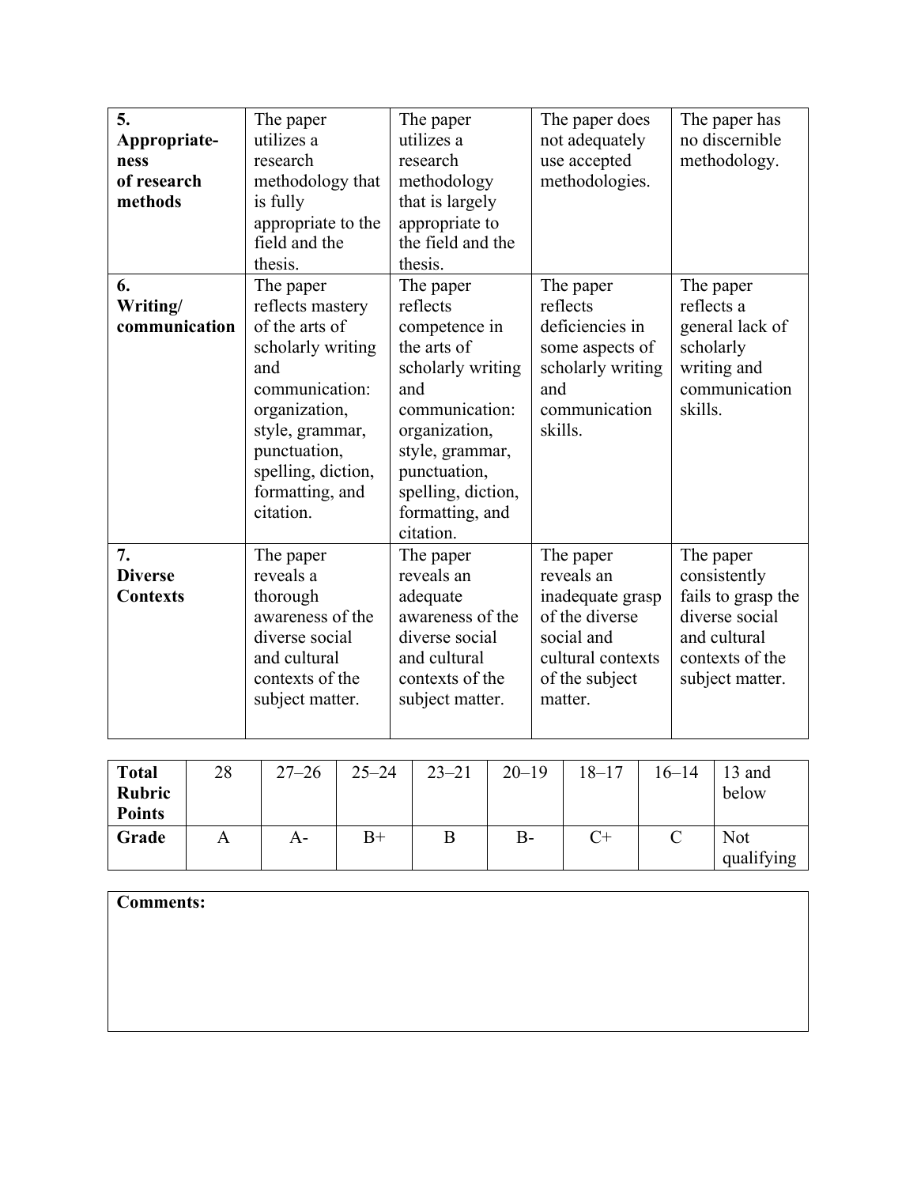| **5. Appropriate-ness of research methods** | The paper utilizes a research methodology that is fully appropriate to the field and the thesis. | The paper utilizes a research methodology that is largely appropriate to the field and the thesis. | The paper does not adequately use accepted methodologies. | The paper has no discernible methodology. |
|---|---|---|---|---|
| **6. Writing/ communication** | The paper reflects mastery of the arts of scholarly writing and communication: organization, style, grammar, punctuation, spelling, diction, formatting, and citation. | The paper reflects competence in the arts of scholarly writing and communication: organization, style, grammar, punctuation, spelling, diction, formatting, and citation. | The paper reflects deficiencies in some aspects of scholarly writing and communication skills. | The paper reflects a general lack of scholarly writing and communication skills. |
| **7. Diverse Contexts** | The paper reveals a thorough awareness of the diverse social and cultural contexts of the subject matter. | The paper reveals an adequate awareness of the diverse social and cultural contexts of the subject matter. | The paper reveals an inadequate grasp of the diverse social and cultural contexts of the subject matter. | The paper consistently fails to grasp the diverse social and cultural contexts of the subject matter. |

| **Total Rubric Points** | 28 | 27–26 | 25–24 | 23–21 | 20–19 | 18–17 | 16–14 | 13 and below |
|---|---|---|---|---|---|---|---|---|
| **Grade** | A | A- | B+ | B | B- | C+ | C | Not qualifying |

| **Comments:** |
|---|
| |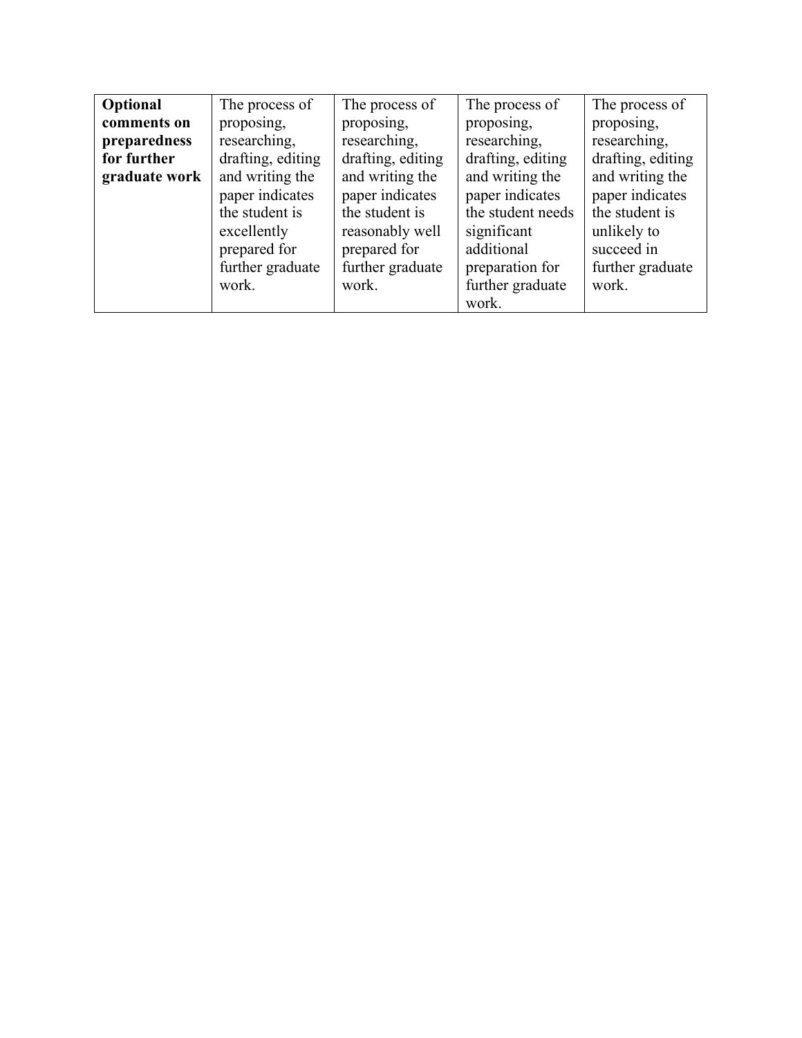| | | | | |
|---|---|---|---|---|
| **Optional comments on preparedness for further graduate work** | The process of proposing, researching, drafting, editing and writing the paper indicates the student is excellently prepared for further graduate work. | The process of proposing, researching, drafting, editing and writing the paper indicates the student is reasonably well prepared for further graduate work. | The process of proposing, researching, drafting, editing and writing the paper indicates the student needs significant additional preparation for further graduate work. | The process of proposing, researching, drafting, editing and writing the paper indicates the student is unlikely to succeed in further graduate work. |